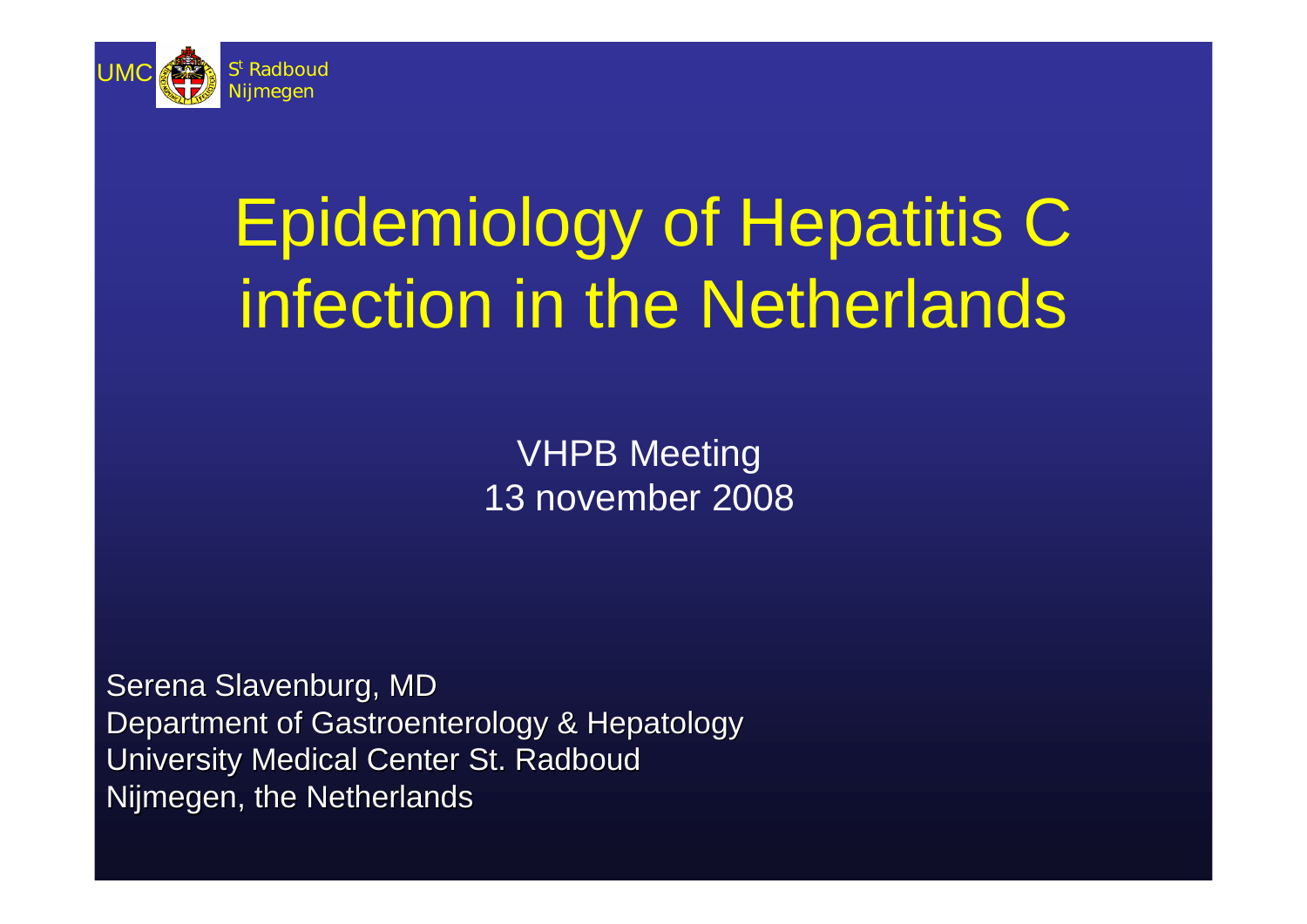UMC St Radboud Nijmegen

# Epidemiology of Hepatitis C infection in the Netherlands

VHPB Meeting
13 november 2008

Serena Slavenburg, MD
Department of Gastroenterology & Hepatology
University Medical Center St. Radboud
Nijmegen, the Netherlands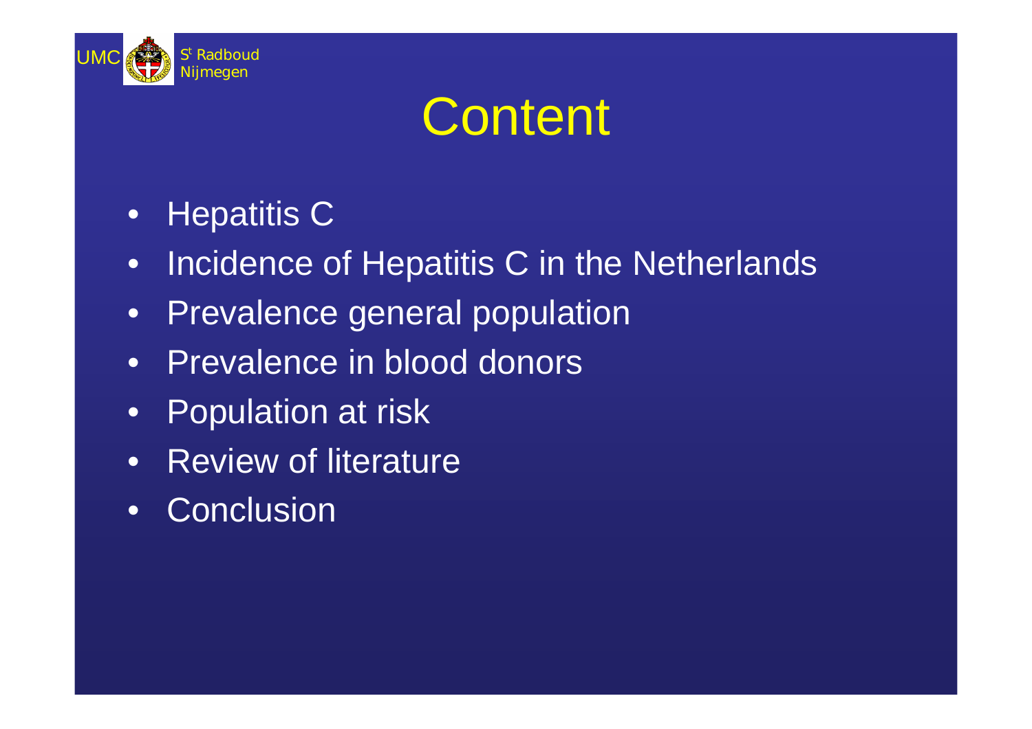# Content

- Hepatitis C
- Incidence of Hepatitis C in the Netherlands
- Prevalence general population
- Prevalence in blood donors
- Population at risk
- Review of literature
- Conclusion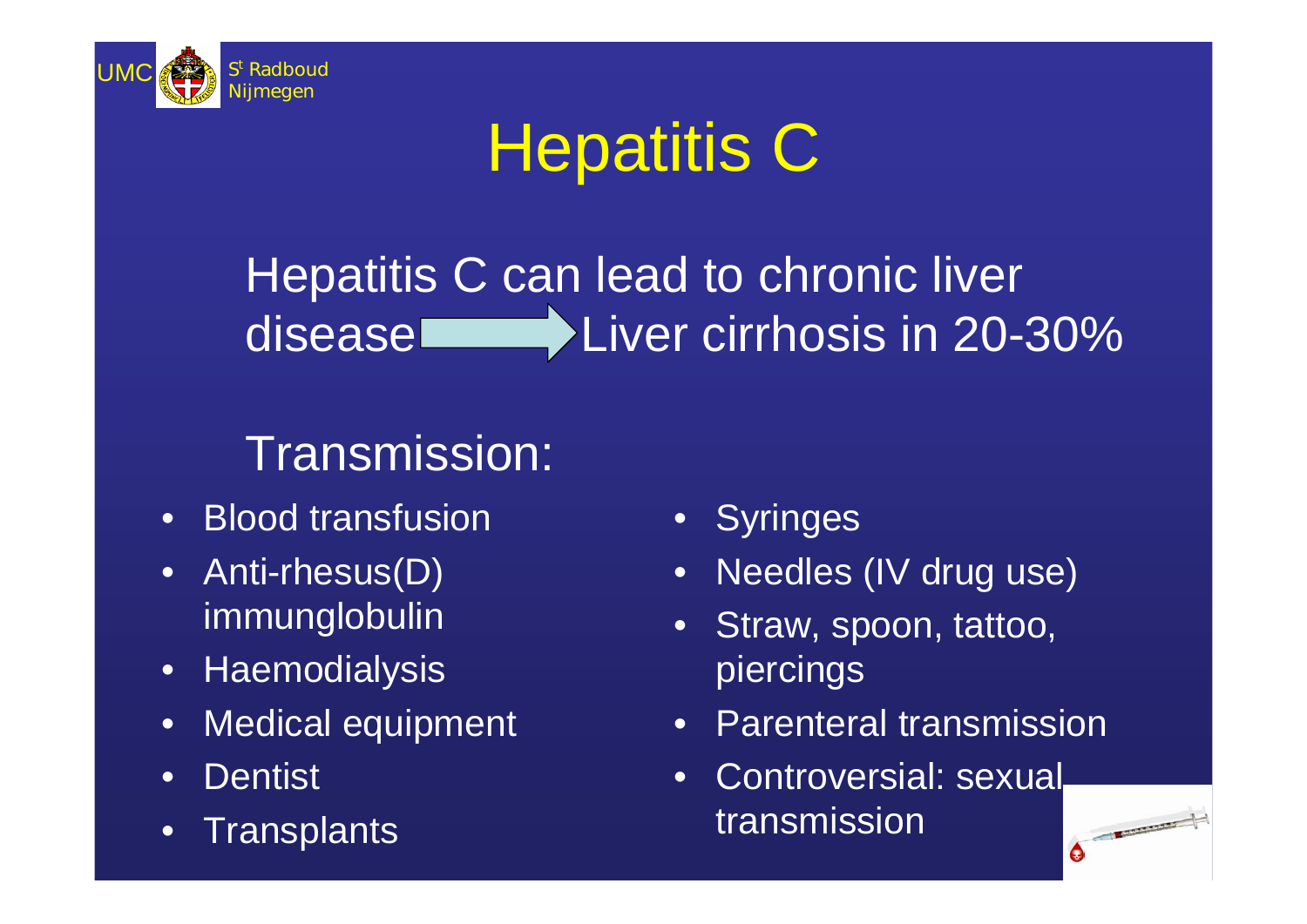# Hepatitis C

Hepatitis C can lead to chronic liver disease → Liver cirrhosis in 20-30%

## Transmission:

- Blood transfusion
- Anti-rhesus(D) immunglobulin
- Haemodialysis
- Medical equipment
- Dentist
- Transplants
- Syringes
- Needles (IV drug use)
- Straw, spoon, tattoo, piercings
- Parenteral transmission
- Controversial: sexual transmission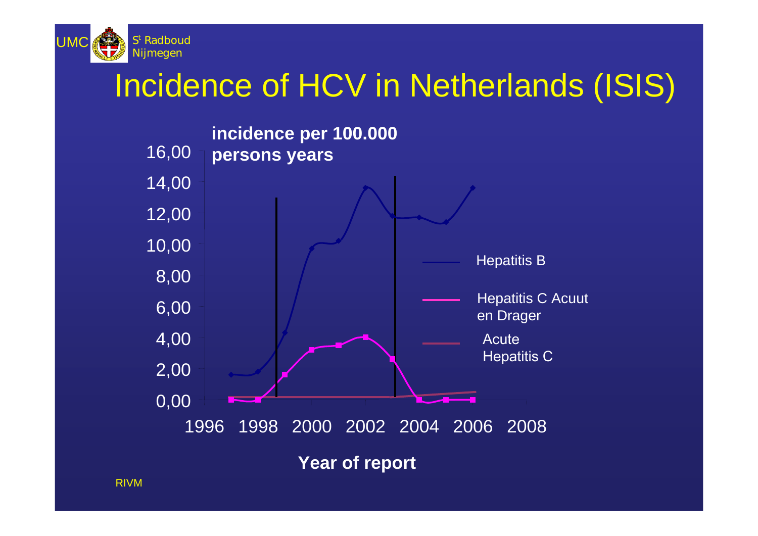# Incidence of HCV in Netherlands (ISIS)

incidence per 100.000 persons years

16,00
14,00
12,00
10,00
8,00
6,00
4,00
2,00
0,00

1996 1998 2000 2002 2004 2006 2008

Year of report

- Hepatitis B
- Hepatitis C Acuut en Drager
- Acute Hepatitis C

RIVM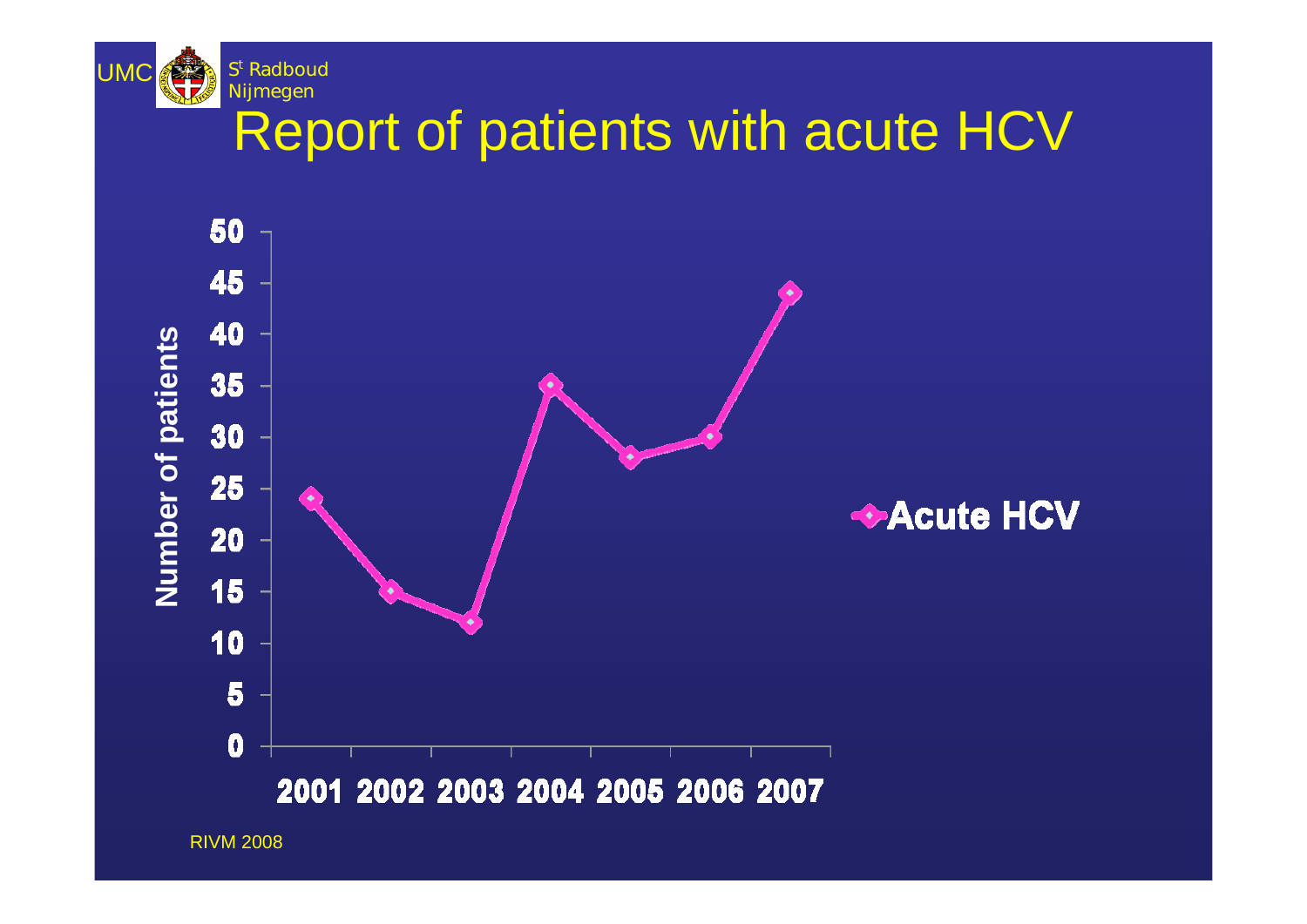# Report of patients with acute HCV

| Year | Acute HCV (Number of patients) |
|---|---|
| 2001 | 24 |
| 2002 | 15 |
| 2003 | 12 |
| 2004 | 35 |
| 2005 | 28 |
| 2006 | 30 |
| 2007 | 44 |

RIVM 2008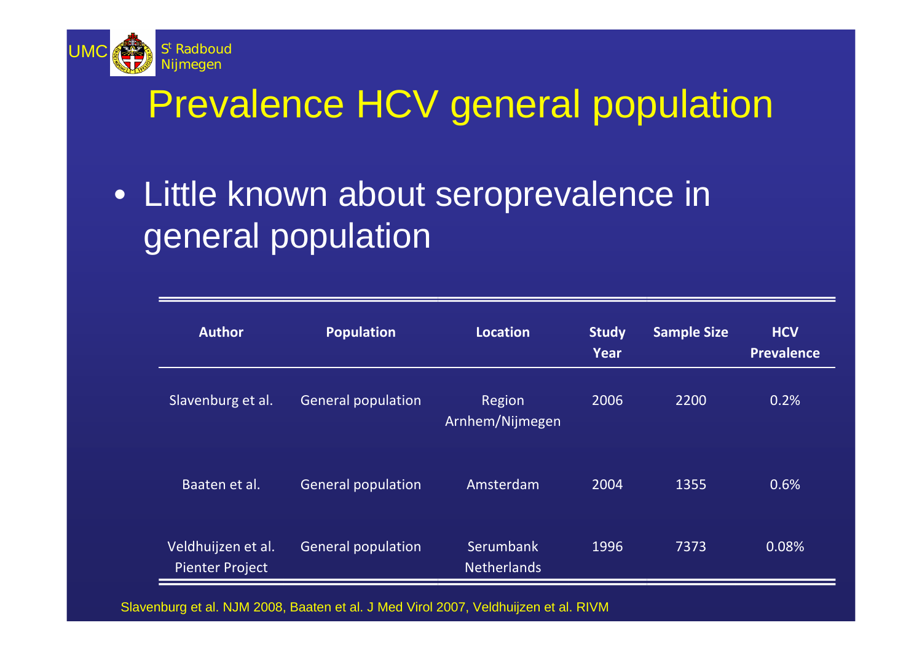# Prevalence HCV general population

- Little known about seroprevalence in general population

| Author | Population | Location | Study Year | Sample Size | HCV Prevalence |
|---|---|---|---|---|---|
| Slavenburg et al. | General population | Region Arnhem/Nijmegen | 2006 | 2200 | 0.2% |
| Baaten et al. | General population | Amsterdam | 2004 | 1355 | 0.6% |
| Veldhuijzen et al. Pienter Project | General population | Serumbank Netherlands | 1996 | 7373 | 0.08% |

Slavenburg et al. NJM 2008, Baaten et al. J Med Virol 2007, Veldhuijzen et al. RIVM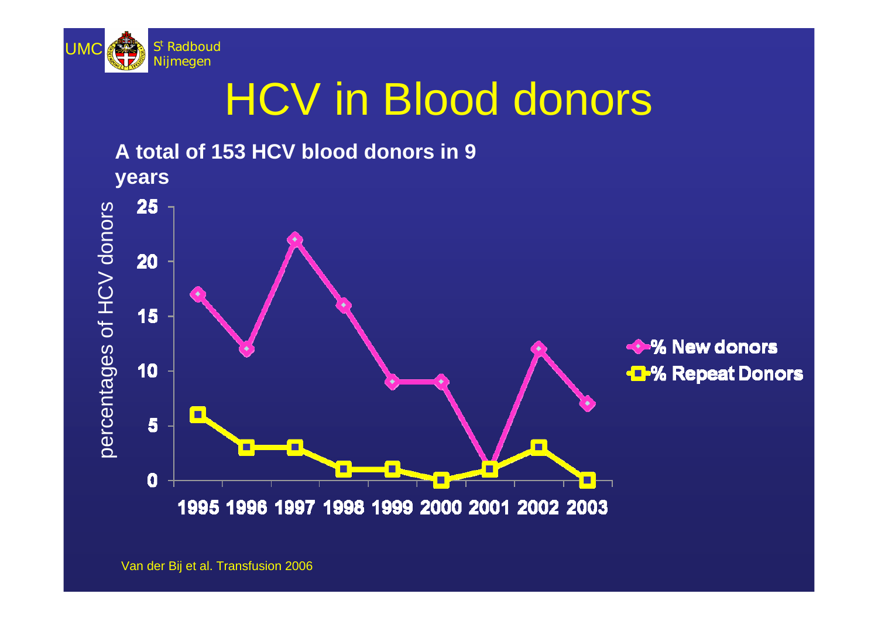# HCV in Blood donors

**A total of 153 HCV blood donors in 9 years**

| Year | % New donors | % Repeat Donors |
|---|---|---|
| 1995 | 17 | 6 |
| 1996 | 12 | 3 |
| 1997 | 22 | 3 |
| 1998 | 16 | 1 |
| 1999 | 9 | 1 |
| 2000 | 9 | 0 |
| 2001 | 1 | 1 |
| 2002 | 12 | 3 |
| 2003 | 7 | 0 |

percentages of HCV donors

Van der Bij et al. Transfusion 2006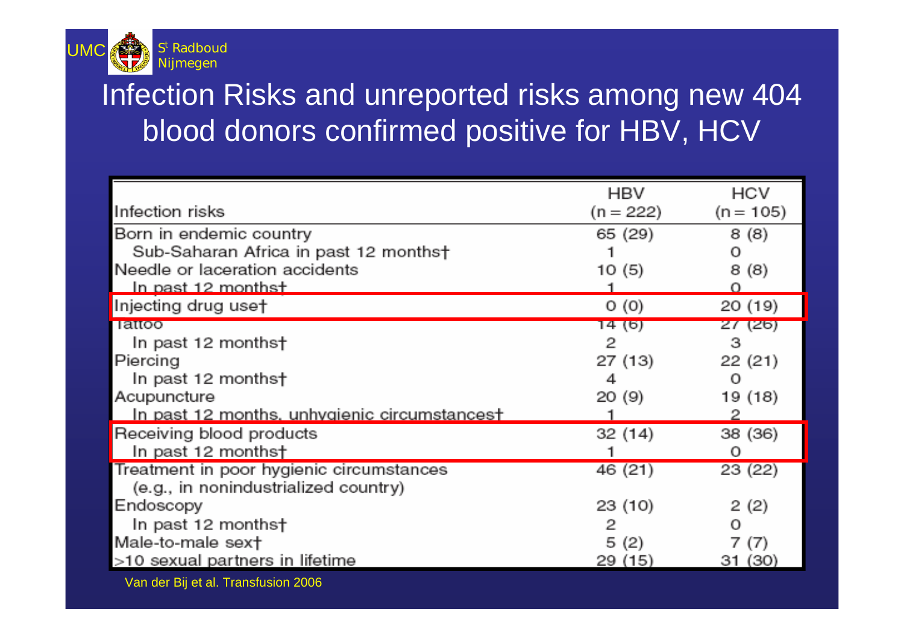# Infection Risks and unreported risks among new 404 blood donors confirmed positive for HBV, HCV

| Infection risks | HBV (n = 222) | HCV (n = 105) |
|---|---|---|
| Born in endemic country | 65 (29) | 8 (8) |
| Sub-Saharan Africa in past 12 months† | 1 | 0 |
| Needle or laceration accidents | 10 (5) | 8 (8) |
| In past 12 months† | 1 | 0 |
| Injecting drug use† | 0 (0) | 20 (19) |
| Tattoo | 14 (6) | 27 (26) |
| In past 12 months† | 2 | 3 |
| Piercing | 27 (13) | 22 (21) |
| In past 12 months† | 4 | 0 |
| Acupuncture | 20 (9) | 19 (18) |
| In past 12 months, unhygienic circumstances† | 1 | 2 |
| Receiving blood products | 32 (14) | 38 (36) |
| In past 12 months† | 1 | 0 |
| Treatment in poor hygienic circumstances (e.g., in nonindustrialized country) | 46 (21) | 23 (22) |
| Endoscopy | 23 (10) | 2 (2) |
| In past 12 months† | 2 | 0 |
| Male-to-male sex† | 5 (2) | 7 (7) |
| >10 sexual partners in lifetime | 29 (15) | 31 (30) |

Van der Bij et al. Transfusion 2006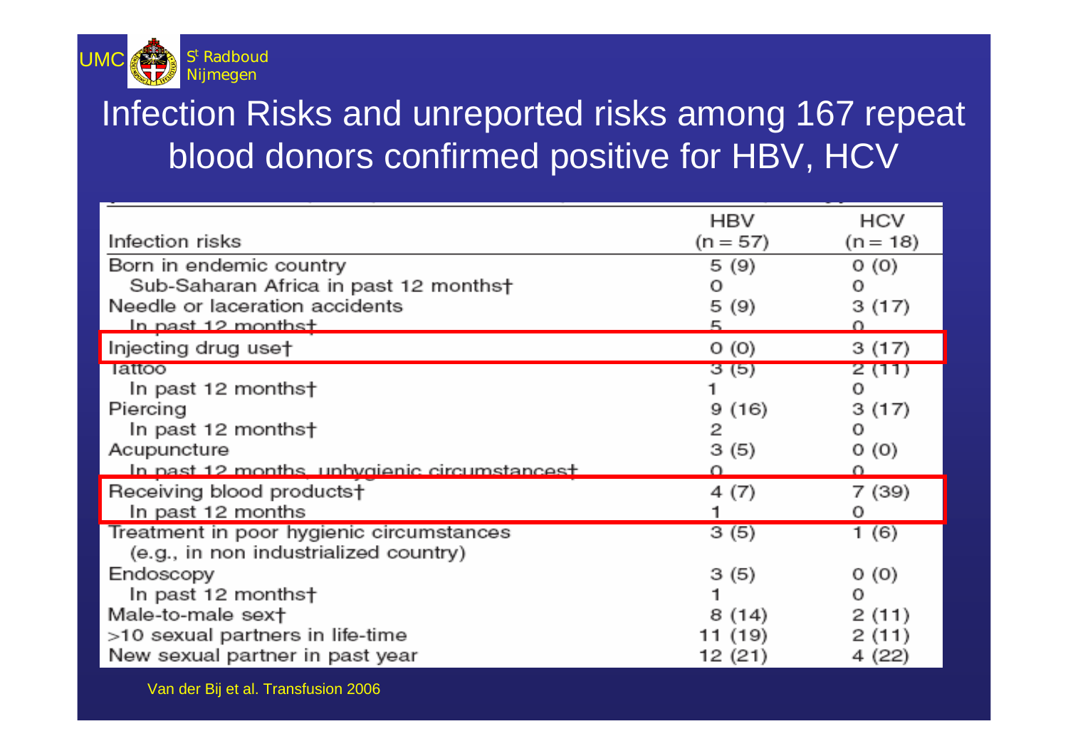# Infection Risks and unreported risks among 167 repeat blood donors confirmed positive for HBV, HCV

| Infection risks | HBV (n = 57) | HCV (n = 18) |
|---|---|---|
| Born in endemic country | 5 (9) | 0 (0) |
| Sub-Saharan Africa in past 12 months† | 0 | 0 |
| Needle or laceration accidents | 5 (9) | 3 (17) |
| In past 12 months† | 5 | 0 |
| Injecting drug use† | 0 (0) | 3 (17) |
| Tattoo | 3 (5) | 2 (11) |
| In past 12 months† | 1 | 0 |
| Piercing | 9 (16) | 3 (17) |
| In past 12 months† | 2 | 0 |
| Acupuncture | 3 (5) | 0 (0) |
| In past 12 months, unhygienic circumstances† | 0 | 0 |
| Receiving blood products† | 4 (7) | 7 (39) |
| In past 12 months | 1 | 0 |
| Treatment in poor hygienic circumstances (e.g., in non industrialized country) | 3 (5) | 1 (6) |
| Endoscopy | 3 (5) | 0 (0) |
| In past 12 months† | 1 | 0 |
| Male-to-male sex† | 8 (14) | 2 (11) |
| >10 sexual partners in life-time | 11 (19) | 2 (11) |
| New sexual partner in past year | 12 (21) | 4 (22) |

Van der Bij et al. Transfusion 2006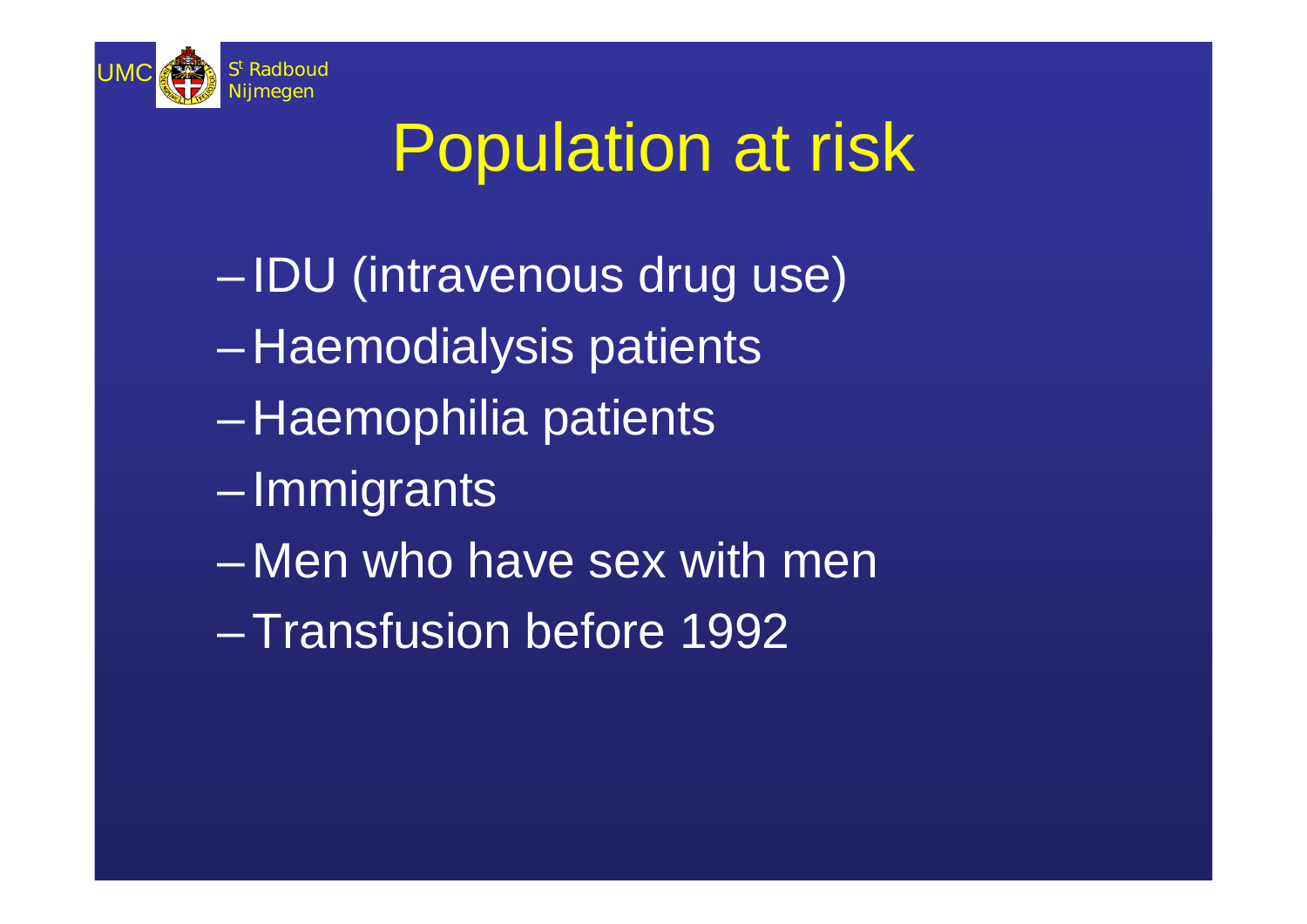# Population at risk

- IDU (intravenous drug use)
- Haemodialysis patients
- Haemophilia patients
- Immigrants
- Men who have sex with men
- Transfusion before 1992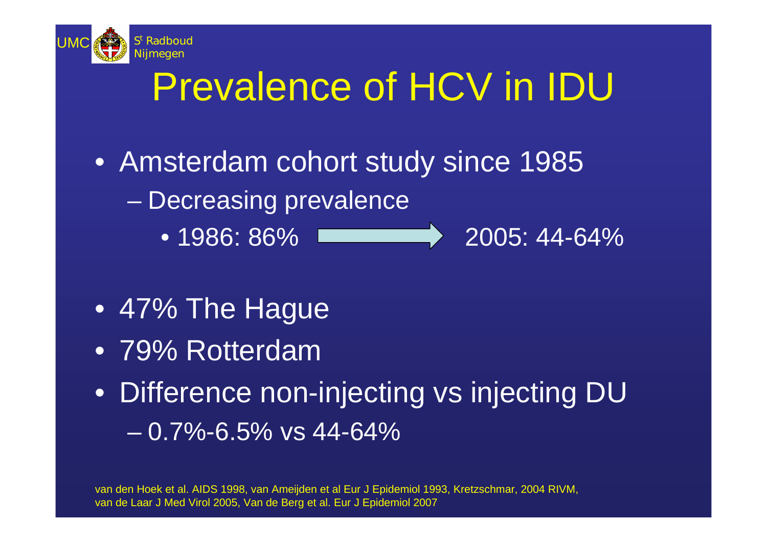# Prevalence of HCV in IDU

- Amsterdam cohort study since 1985
  - Decreasing prevalence
    - 1986: 86% → 2005: 44-64%
- 47% The Hague
- 79% Rotterdam
- Difference non-injecting vs injecting DU
  - 0.7%-6.5% vs 44-64%

van den Hoek et al. AIDS 1998, van Ameijden et al Eur J Epidemiol 1993, Kretzschmar, 2004 RIVM, van de Laar J Med Virol 2005, Van de Berg et al. Eur J Epidemiol 2007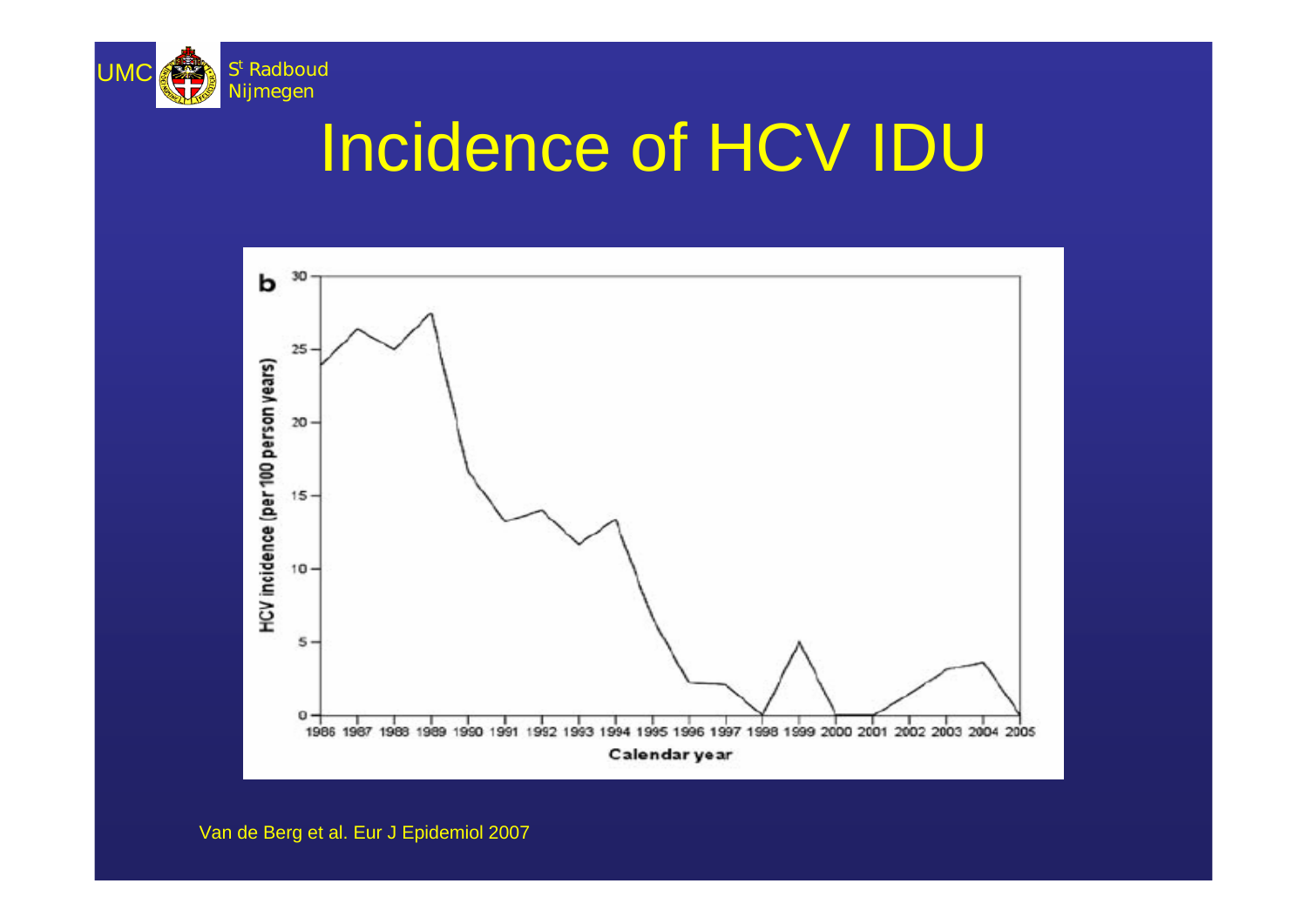# Incidence of HCV IDU

b

HCV incidence (per 100 person years)

Calendar year

Van de Berg et al. Eur J Epidemiol 2007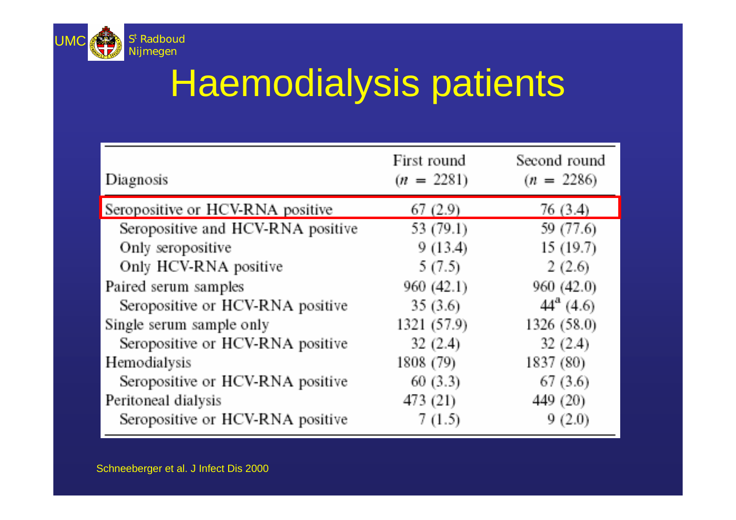# Haemodialysis patients

| Diagnosis | First round ($n$ = 2281) | Second round ($n$ = 2286) |
|---|---|---|
| Seropositive or HCV-RNA positive | 67 (2.9) | 76 (3.4) |
| Seropositive and HCV-RNA positive | 53 (79.1) | 59 (77.6) |
| Only seropositive | 9 (13.4) | 15 (19.7) |
| Only HCV-RNA positive | 5 (7.5) | 2 (2.6) |
| Paired serum samples | 960 (42.1) | 960 (42.0) |
| Seropositive or HCV-RNA positive | 35 (3.6) | 44[a] (4.6) |
| Single serum sample only | 1321 (57.9) | 1326 (58.0) |
| Seropositive or HCV-RNA positive | 32 (2.4) | 32 (2.4) |
| Hemodialysis | 1808 (79) | 1837 (80) |
| Seropositive or HCV-RNA positive | 60 (3.3) | 67 (3.6) |
| Peritoneal dialysis | 473 (21) | 449 (20) |
| Seropositive or HCV-RNA positive | 7 (1.5) | 9 (2.0) |

Schneeberger et al. J Infect Dis 2000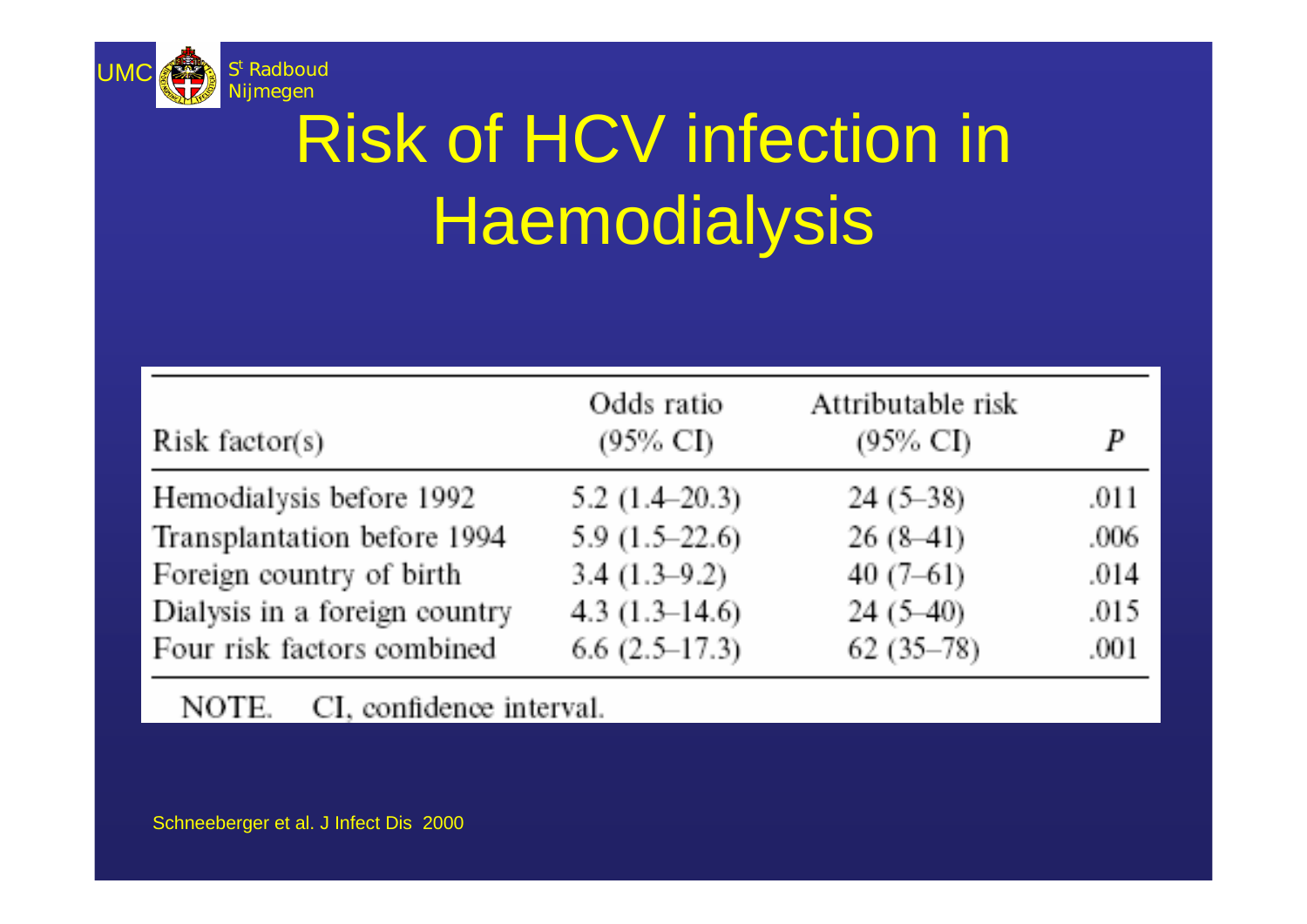# Risk of HCV infection in Haemodialysis

| Risk factor(s) | Odds ratio (95% CI) | Attributable risk (95% CI) | *P* |
|---|---|---|---|
| Hemodialysis before 1992 | 5.2 (1.4–20.3) | 24 (5–38) | .011 |
| Transplantation before 1994 | 5.9 (1.5–22.6) | 26 (8–41) | .006 |
| Foreign country of birth | 3.4 (1.3–9.2) | 40 (7–61) | .014 |
| Dialysis in a foreign country | 4.3 (1.3–14.6) | 24 (5–40) | .015 |
| Four risk factors combined | 6.6 (2.5–17.3) | 62 (35–78) | .001 |

NOTE. CI, confidence interval.

Schneeberger et al. J Infect Dis 2000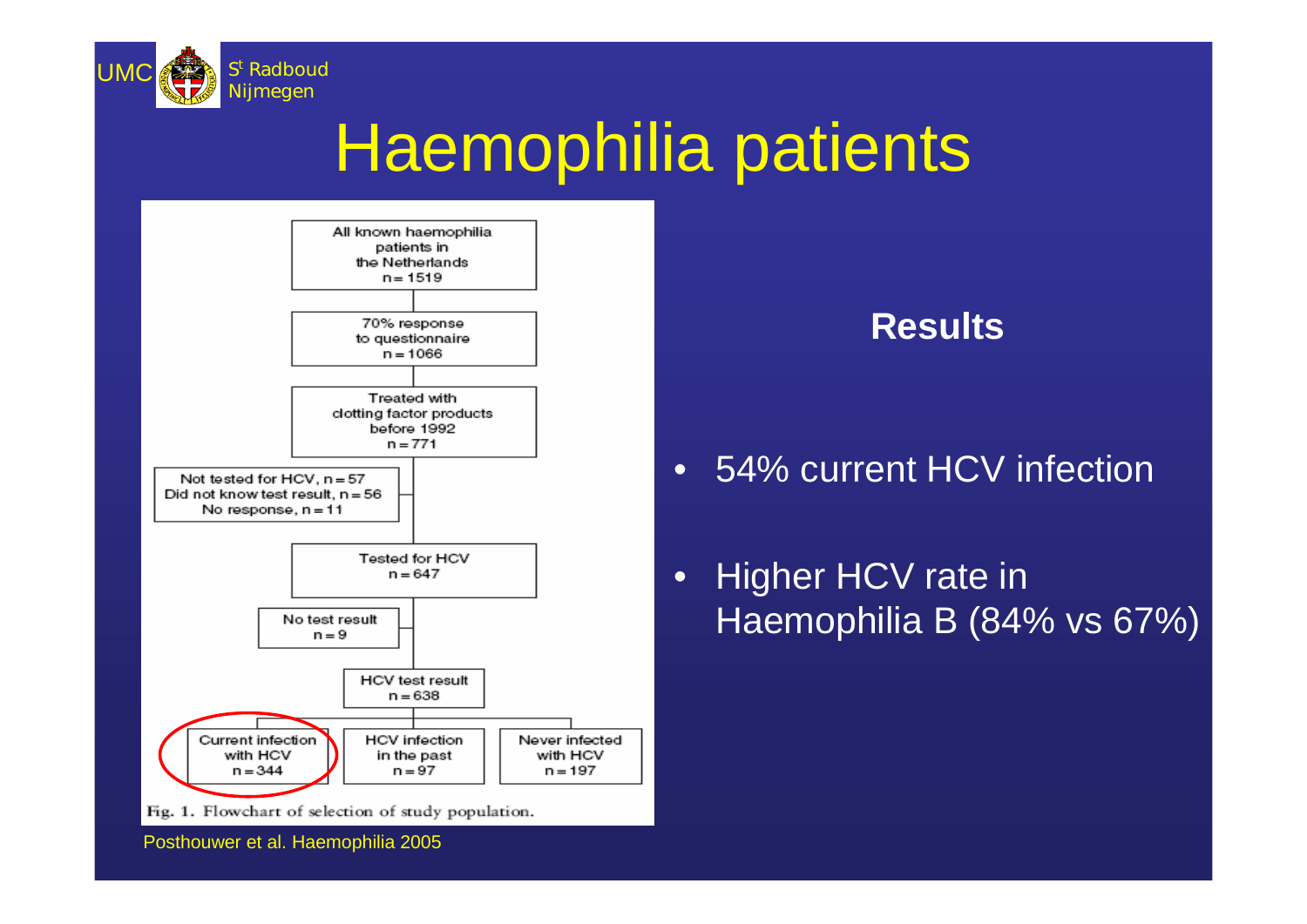# Haemophilia patients

All known haemophilia patients in the Netherlands
n = 1519

70% response to questionnaire
n = 1066

Treated with clotting factor products before 1992
n = 771

Not tested for HCV, n = 57
Did not know test result, n = 56
No response, n = 11

Tested for HCV
n = 647

No test result
n = 9

HCV test result
n = 638

Current infection with HCV
n = 344

HCV infection in the past
n = 97

Never infected with HCV
n = 197

Fig. 1. Flowchart of selection of study population.

Posthouwer et al. Haemophilia 2005

**Results**

- 54% current HCV infection
- Higher HCV rate in Haemophilia B (84% vs 67%)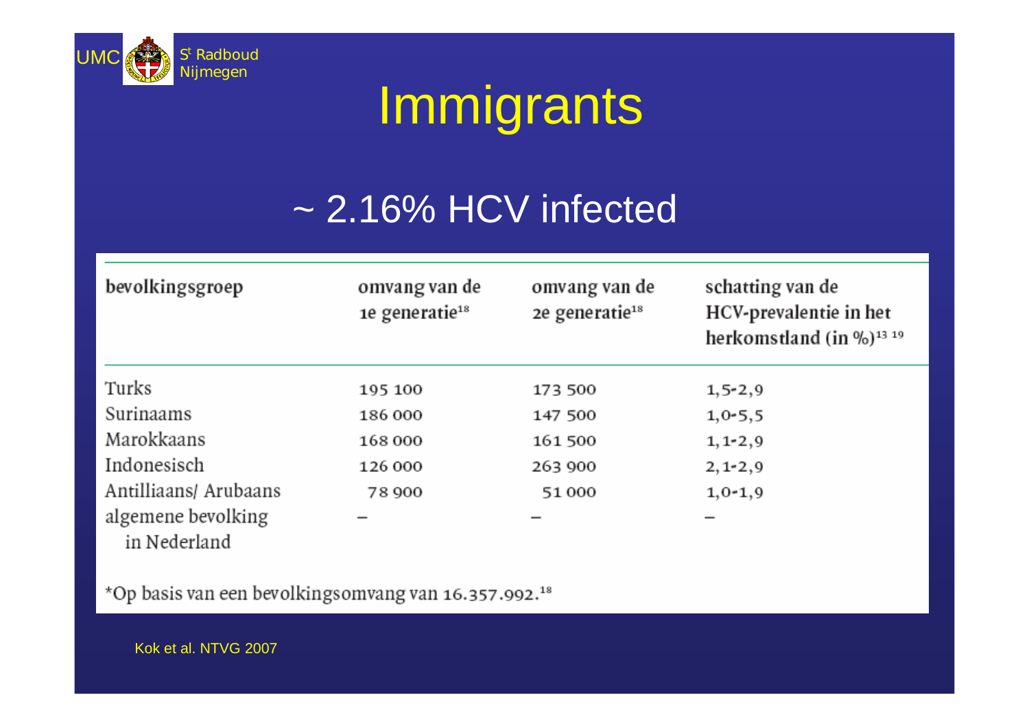# Immigrants

## ~ 2.16% HCV infected

| bevolkingsgroep | omvang van de 1e generatie[18] | omvang van de 2e generatie[18] | schatting van de HCV-prevalentie in het herkomstland (in %)[13 19] |
|---|---|---|---|
| Turks | 195 100 | 173 500 | 1,5-2,9 |
| Surinaams | 186 000 | 147 500 | 1,0-5,5 |
| Marokkaans | 168 000 | 161 500 | 1,1-2,9 |
| Indonesisch | 126 000 | 263 900 | 2,1-2,9 |
| Antilliaans/ Arubaans | 78 900 | 51 000 | 1,0-1,9 |
| algemene bevolking in Nederland | – | – | – |

*Op basis van een bevolkingsomvang van 16.357.992.[18]

Kok et al. NTVG 2007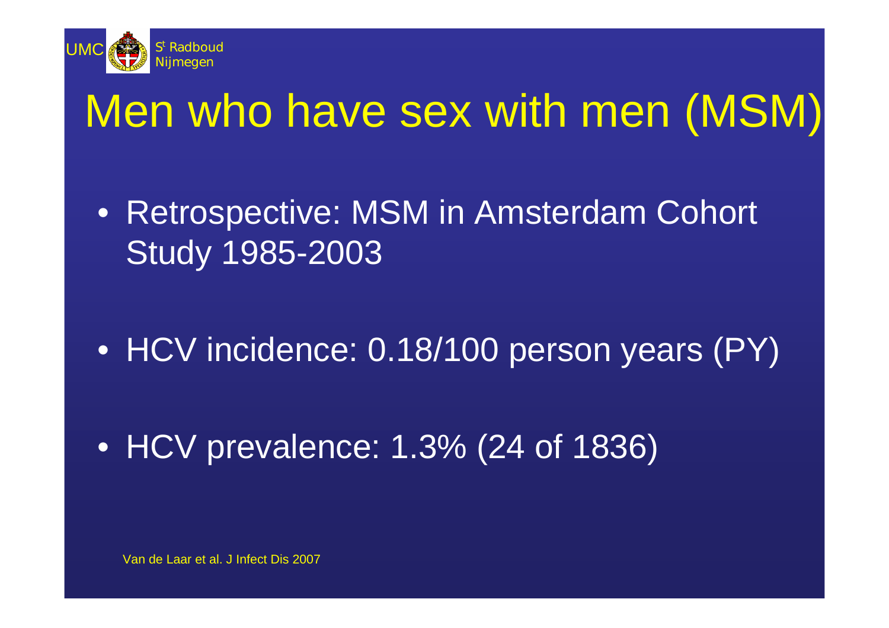# Men who have sex with men (MSM)

- Retrospective: MSM in Amsterdam Cohort Study 1985-2003
- HCV incidence: 0.18/100 person years (PY)
- HCV prevalence: 1.3% (24 of 1836)

Van de Laar et al. J Infect Dis 2007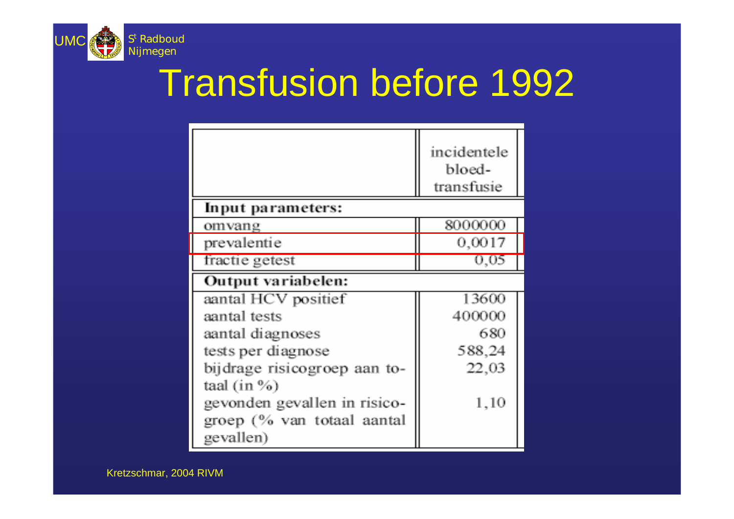# Transfusion before 1992

| | incidentele bloed-transfusie |
|---|---|
| **Input parameters:** | |
| omvang | 8000000 |
| prevalentie | 0,0017 |
| fractie getest | 0,05 |
| **Output variabelen:** | |
| aantal HCV positief | 13600 |
| aantal tests | 400000 |
| aantal diagnoses | 680 |
| tests per diagnose | 588,24 |
| bijdrage risicogroep aan totaal (in %) | 22,03 |
| gevonden gevallen in risicogroep (% van totaal aantal gevallen) | 1,10 |

Kretzschmar, 2004 RIVM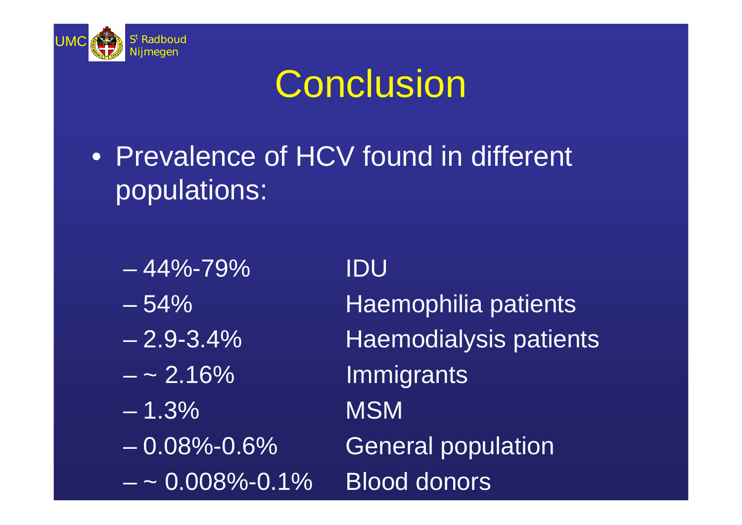# Conclusion

- Prevalence of HCV found in different populations:
  - 44%-79% IDU
  - 54% Haemophilia patients
  - 2.9-3.4% Haemodialysis patients
  - ~ 2.16% Immigrants
  - 1.3% MSM
  - 0.08%-0.6% General population
  - ~ 0.008%-0.1% Blood donors